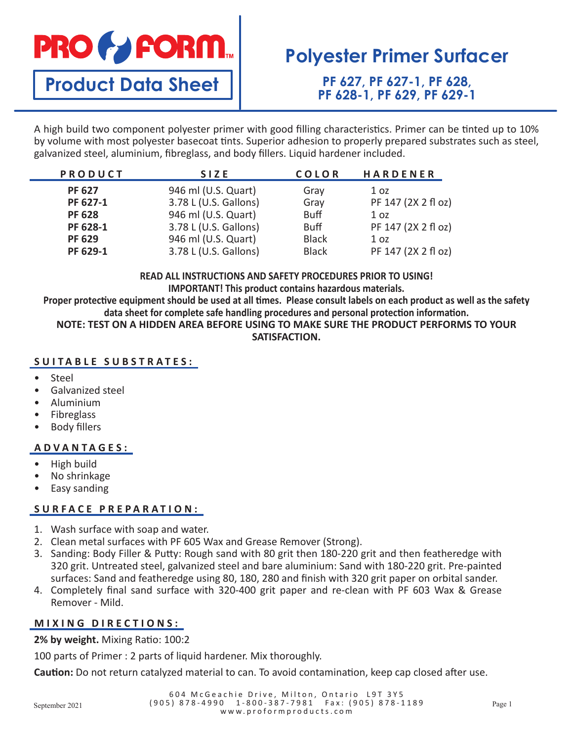PRO FORM™

# Product Data Sheet

# Polyester Primer Surfacer

## PF 627, PF 627-1, PF 628, PF 628-1, PF 629, PF 629-1

A high build two component polyester primer with good filling characteristics. Primer can be tinted up to 10% by volume with most polyester basecoat tints. Superior adhesion to properly prepared substrates such as steel, galvanized steel, aluminium, fibreglass, and body fillers. Liquid hardener included.

| PRODUCT | SIZE | COLOR | HARDENER |
|---|---|---|---|
| **PF 627** | 946 ml (U.S. Quart) | Gray | 1 oz |
| **PF 627-1** | 3.78 L (U.S. Gallons) | Gray | PF 147 (2X 2 fl oz) |
| **PF 628** | 946 ml (U.S. Quart) | Buff | 1 oz |
| **PF 628-1** | 3.78 L (U.S. Gallons) | Buff | PF 147 (2X 2 fl oz) |
| **PF 629** | 946 ml (U.S. Quart) | Black | 1 oz |
| **PF 629-1** | 3.78 L (U.S. Gallons) | Black | PF 147 (2X 2 fl oz) |

**READ ALL INSTRUCTIONS AND SAFETY PROCEDURES PRIOR TO USING!**
**IMPORTANT! This product contains hazardous materials.**
**Proper protective equipment should be used at all times. Please consult labels on each product as well as the safety data sheet for complete safe handling procedures and personal protection information.**
**NOTE: TEST ON A HIDDEN AREA BEFORE USING TO MAKE SURE THE PRODUCT PERFORMS TO YOUR SATISFACTION.**

### SUITABLE SUBSTRATES:

- Steel
- Galvanized steel
- Aluminium
- Fibreglass
- Body fillers

### ADVANTAGES:

- High build
- No shrinkage
- Easy sanding

### SURFACE PREPARATION:

1. Wash surface with soap and water.
2. Clean metal surfaces with PF 605 Wax and Grease Remover (Strong).
3. Sanding: Body Filler & Putty: Rough sand with 80 grit then 180-220 grit and then featheredge with 320 grit. Untreated steel, galvanized steel and bare aluminium: Sand with 180-220 grit. Pre-painted surfaces: Sand and featheredge using 80, 180, 280 and finish with 320 grit paper on orbital sander.
4. Completely final sand surface with 320-400 grit paper and re-clean with PF 603 Wax & Grease Remover - Mild.

### MIXING DIRECTIONS:

**2% by weight.** Mixing Ratio: 100:2

100 parts of Primer : 2 parts of liquid hardener. Mix thoroughly.

**Caution:** Do not return catalyzed material to can. To avoid contamination, keep cap closed after use.

September 2021

604 McGeachie Drive, Milton, Ontario L9T 3Y5
(905) 878-4990 1-800-387-7981 Fax: (905) 878-1189
www.proformproducts.com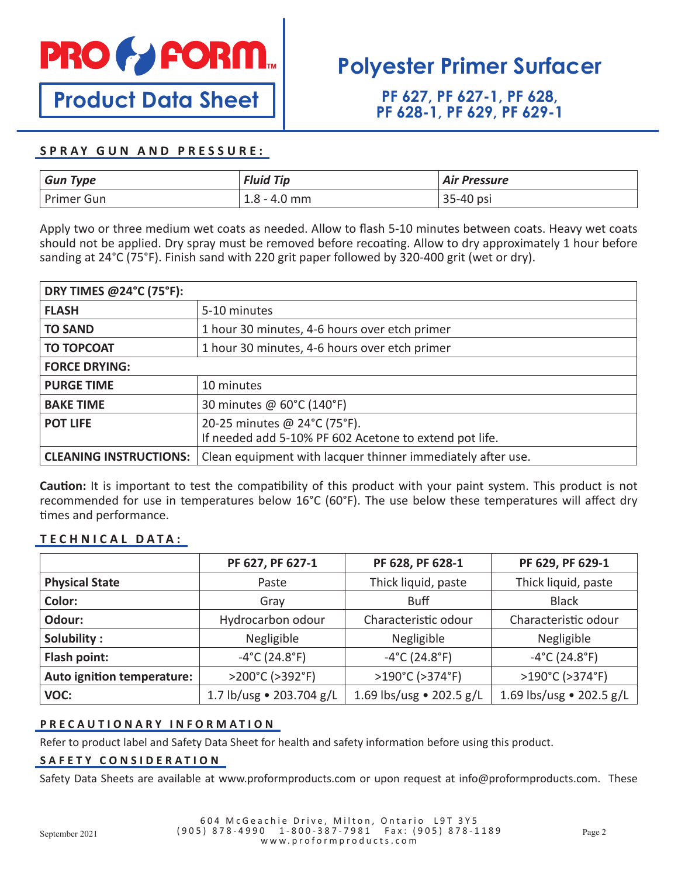# PRO FORM

## Product Data Sheet

# Polyester Primer Surfacer

### PF 627, PF 627-1, PF 628, PF 628-1, PF 629, PF 629-1

## SPRAY GUN AND PRESSURE:

| *Gun Type* | *Fluid Tip* | *Air Pressure* |
|---|---|---|
| Primer Gun | 1.8 - 4.0 mm | 35-40 psi |

Apply two or three medium wet coats as needed. Allow to flash 5-10 minutes between coats. Heavy wet coats should not be applied. Dry spray must be removed before recoating. Allow to dry approximately 1 hour before sanding at 24°C (75°F). Finish sand with 220 grit paper followed by 320-400 grit (wet or dry).

| **DRY TIMES @24°C (75°F):** | |
|---|---|
| **FLASH** | 5-10 minutes |
| **TO SAND** | 1 hour 30 minutes, 4-6 hours over etch primer |
| **TO TOPCOAT** | 1 hour 30 minutes, 4-6 hours over etch primer |
| **FORCE DRYING:** | |
| **PURGE TIME** | 10 minutes |
| **BAKE TIME** | 30 minutes @ 60°C (140°F) |
| **POT LIFE** | 20-25 minutes @ 24°C (75°F).<br>If needed add 5-10% PF 602 Acetone to extend pot life. |
| **CLEANING INSTRUCTIONS:** | Clean equipment with lacquer thinner immediately after use. |

**Caution:** It is important to test the compatibility of this product with your paint system. This product is not recommended for use in temperatures below 16°C (60°F). The use below these temperatures will affect dry times and performance.

## TECHNICAL DATA:

| | PF 627, PF 627-1 | PF 628, PF 628-1 | PF 629, PF 629-1 |
|---|---|---|---|
| **Physical State** | Paste | Thick liquid, paste | Thick liquid, paste |
| **Color:** | Gray | Buff | Black |
| **Odour:** | Hydrocarbon odour | Characteristic odour | Characteristic odour |
| **Solubility :** | Negligible | Negligible | Negligible |
| **Flash point:** | -4°C (24.8°F) | -4°C (24.8°F) | -4°C (24.8°F) |
| **Auto ignition temperature:** | >200°C (>392°F) | >190°C (>374°F) | >190°C (>374°F) |
| **VOC:** | 1.7 lb/usg • 203.704 g/L | 1.69 lbs/usg • 202.5 g/L | 1.69 lbs/usg • 202.5 g/L |

## PRECAUTIONARY INFORMATION

Refer to product label and Safety Data Sheet for health and safety information before using this product.

## SAFETY CONSIDERATION

Safety Data Sheets are available at www.proformproducts.com or upon request at info@proformproducts.com. These

September 2021

604 McGeachie Drive, Milton, Ontario L9T 3Y5
(905) 878-4990 1-800-387-7981 Fax: (905) 878-1189
www.proformproducts.com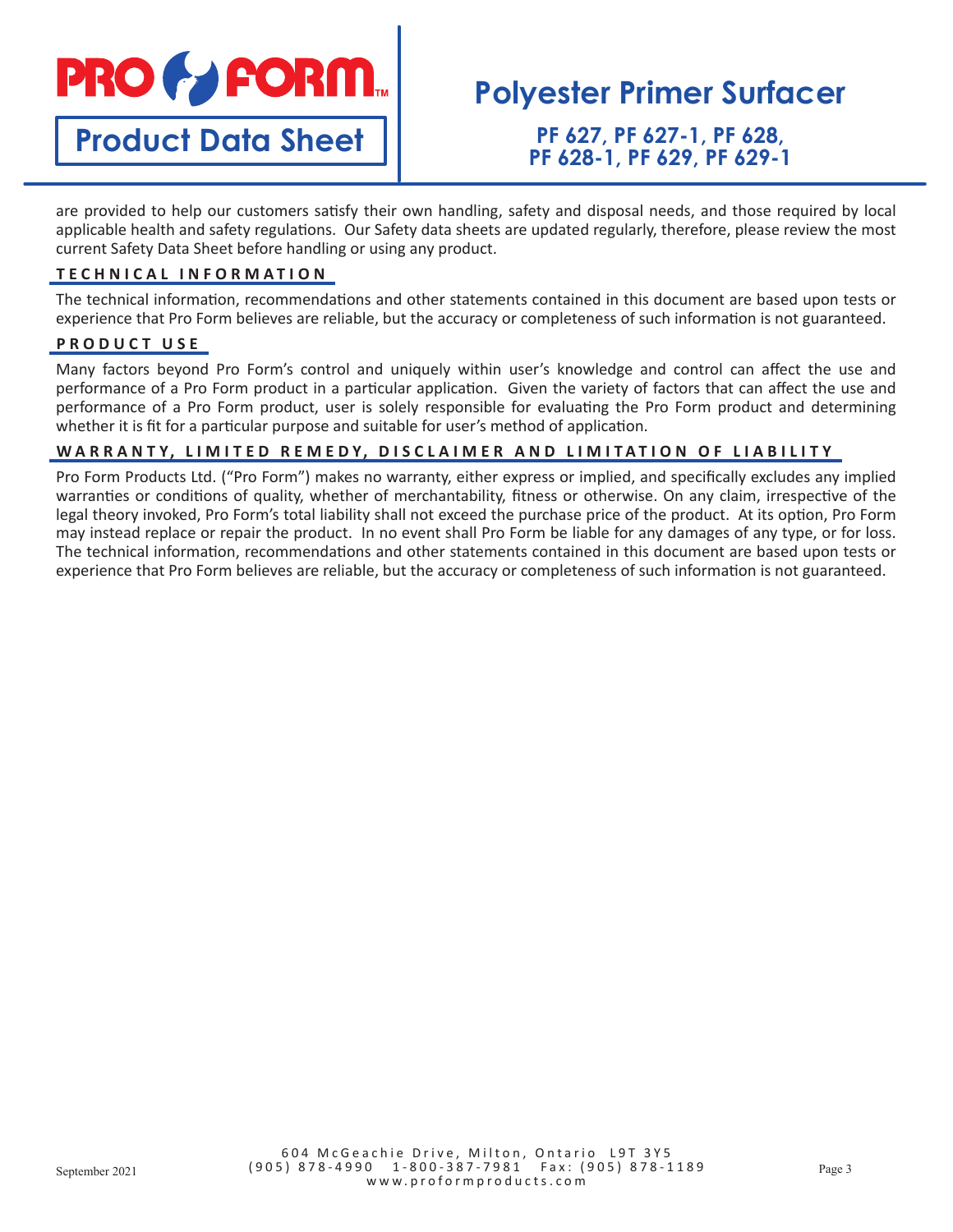are provided to help our customers satisfy their own handling, safety and disposal needs, and those required by local applicable health and safety regulations. Our Safety data sheets are updated regularly, therefore, please review the most current Safety Data Sheet before handling or using any product.

## TECHNICAL INFORMATION

The technical information, recommendations and other statements contained in this document are based upon tests or experience that Pro Form believes are reliable, but the accuracy or completeness of such information is not guaranteed.

## PRODUCT USE

Many factors beyond Pro Form's control and uniquely within user's knowledge and control can affect the use and performance of a Pro Form product in a particular application. Given the variety of factors that can affect the use and performance of a Pro Form product, user is solely responsible for evaluating the Pro Form product and determining whether it is fit for a particular purpose and suitable for user's method of application.

## WARRANTY, LIMITED REMEDY, DISCLAIMER AND LIMITATION OF LIABILITY

Pro Form Products Ltd. ("Pro Form") makes no warranty, either express or implied, and specifically excludes any implied warranties or conditions of quality, whether of merchantability, fitness or otherwise. On any claim, irrespective of the legal theory invoked, Pro Form's total liability shall not exceed the purchase price of the product. At its option, Pro Form may instead replace or repair the product. In no event shall Pro Form be liable for any damages of any type, or for loss. The technical information, recommendations and other statements contained in this document are based upon tests or experience that Pro Form believes are reliable, but the accuracy or completeness of such information is not guaranteed.